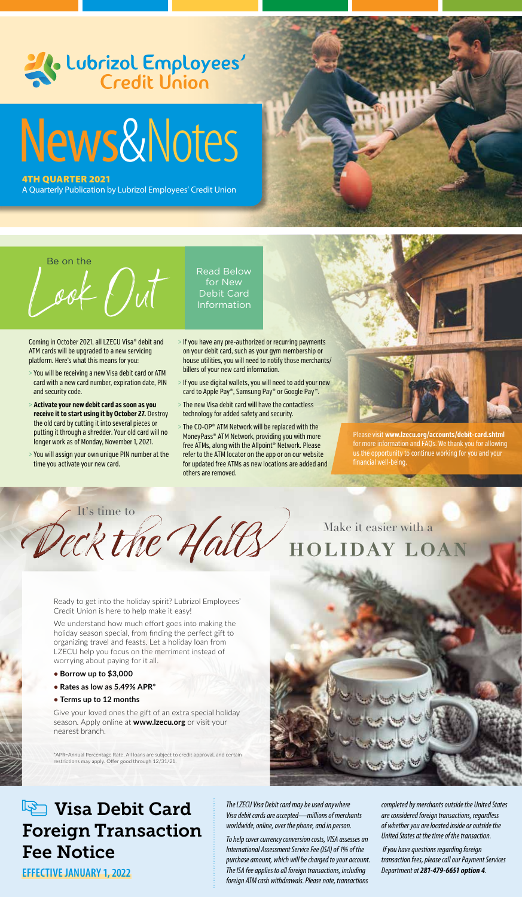# Lubrizol Employees' Credit Union

# News&Notes

**4TH QUARTER 2021**
A Quarterly Publication by Lubrizol Employees' Credit Union

## Be on the Look Out

Read Below for New Debit Card Information

Coming in October 2021, all LZECU Visa® debit and ATM cards will be upgraded to a new servicing platform. Here's what this means for you:

- You will be receiving a new Visa debit card or ATM card with a new card number, expiration date, PIN and security code.
- **Activate your new debit card as soon as you receive it to start using it by October 27.** Destroy the old card by cutting it into several pieces or putting it through a shredder. Your old card will no longer work as of Monday, November 1, 2021.
- You will assign your own unique PIN number at the time you activate your new card.
- If you have any pre-authorized or recurring payments on your debit card, such as your gym membership or house utilities, you will need to notify those merchants/billers of your new card information.
- If you use digital wallets, you will need to add your new card to Apple Pay®, Samsung Pay® or Google Pay™.
- The new Visa debit card will have the contactless technology for added safety and security.
- The CO-OP® ATM Network will be replaced with the MoneyPass® ATM Network, providing you with more free ATMs, along with the Allpoint® Network. Please refer to the ATM locator on the app or on our website for updated free ATMs as new locations are added and others are removed.

Please visit **www.lzecu.org/accounts/debit-card.shtml** for more information and FAQs. We thank you for allowing us the opportunity to continue working for you and your financial well-being.

## It's time to Deck the Halls

### Make it easier with a HOLIDAY LOAN

Ready to get into the holiday spirit? Lubrizol Employees' Credit Union is here to help make it easy!

We understand how much effort goes into making the holiday season special, from finding the perfect gift to organizing travel and feasts. Let a holiday loan from LZECU help you focus on the merriment instead of worrying about paying for it all.

- **Borrow up to $3,000**
- **Rates as low as 5.49% APR***
- **Terms up to 12 months**

Give your loved ones the gift of an extra special holiday season. Apply online at **www.lzecu.org** or visit your nearest branch.

*APR=Annual Percentage Rate. All loans are subject to credit approval, and certain restrictions may apply. Offer good through 12/31/21.

## Visa Debit Card Foreign Transaction Fee Notice

**EFFECTIVE JANUARY 1, 2022**

*The LZECU Visa Debit card may be used anywhere Visa debit cards are accepted—millions of merchants worldwide, online, over the phone, and in person.*

*To help cover currency conversion costs, VISA assesses an International Assessment Service Fee (ISA) of 1% of the purchase amount, which will be charged to your account. The ISA fee applies to all foreign transactions, including foreign ATM cash withdrawals. Please note, transactions completed by merchants outside the United States are considered foreign transactions, regardless of whether you are located inside or outside the United States at the time of the transaction.*

*If you have questions regarding foreign transaction fees, please call our Payment Services Department at **281-479-6651 option 4**.*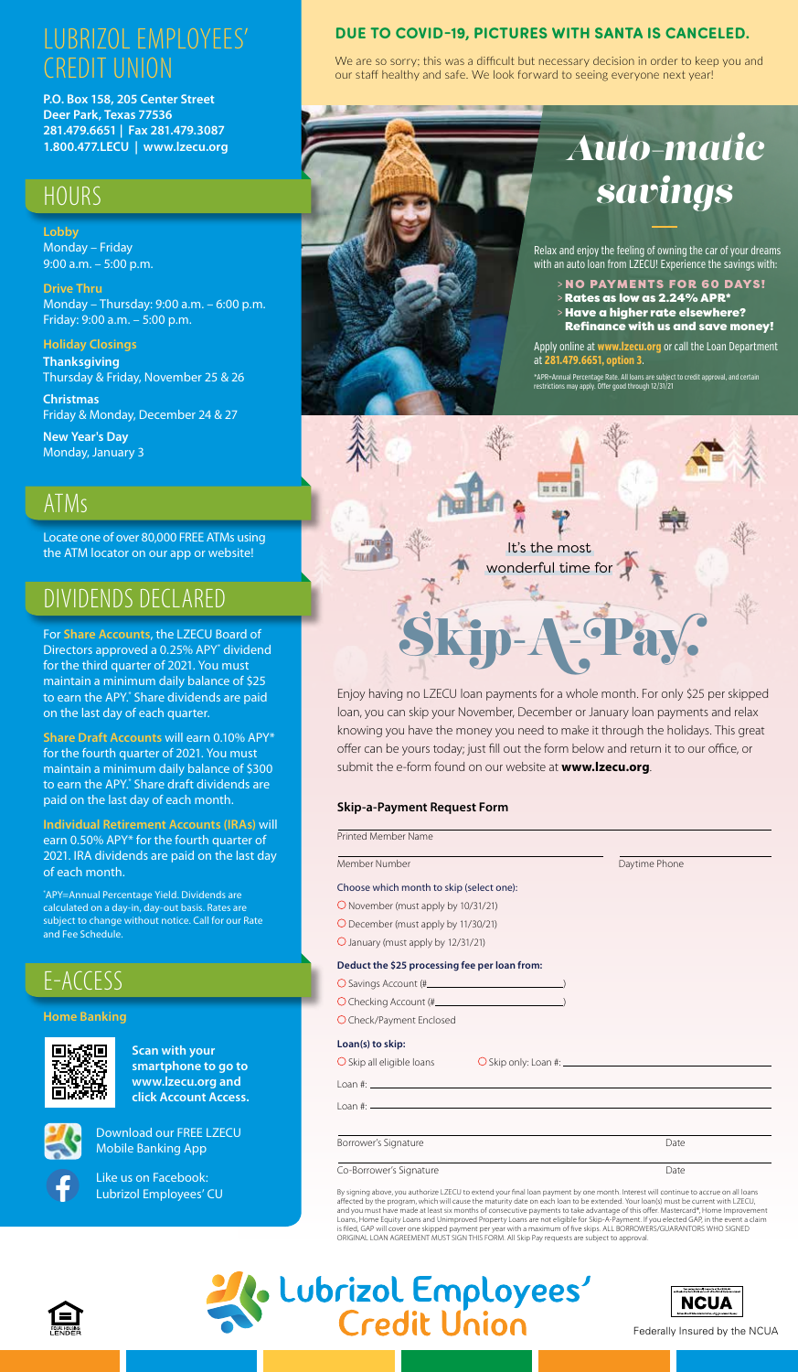# LUBRIZOL EMPLOYEES' CREDIT UNION

**P.O. Box 158, 205 Center Street**
**Deer Park, Texas 77536**
**281.479.6651 | Fax 281.479.3087**
**1.800.477.LECU | www.lzecu.org**

## HOURS

**Lobby**
Monday – Friday
9:00 a.m. – 5:00 p.m.

**Drive Thru**
Monday – Thursday: 9:00 a.m. – 6:00 p.m.
Friday: 9:00 a.m. – 5:00 p.m.

**Holiday Closings**

**Thanksgiving**
Thursday & Friday, November 25 & 26

**Christmas**
Friday & Monday, December 24 & 27

**New Year's Day**
Monday, January 3

## ATMs

Locate one of over 80,000 FREE ATMs using the ATM locator on our app or website!

## DIVIDENDS DECLARED

For **Share Accounts**, the LZECU Board of Directors approved a 0.25% APY* dividend for the third quarter of 2021. You must maintain a minimum daily balance of $25 to earn the APY.* Share dividends are paid on the last day of each quarter.

**Share Draft Accounts** will earn 0.10% APY* for the fourth quarter of 2021. You must maintain a minimum daily balance of $300 to earn the APY.* Share draft dividends are paid on the last day of each month.

**Individual Retirement Accounts (IRAs)** will earn 0.50% APY* for the fourth quarter of 2021. IRA dividends are paid on the last day of each month.

*APY=Annual Percentage Yield. Dividends are calculated on a day-in, day-out basis. Rates are subject to change without notice. Call for our Rate and Fee Schedule.

## E-ACCESS

**Home Banking**

**Scan with your smartphone to go to www.lzecu.org and click Account Access.**

Download our FREE LZECU Mobile Banking App

Like us on Facebook: Lubrizol Employees' CU

**DUE TO COVID-19, PICTURES WITH SANTA IS CANCELED.**

We are so sorry; this was a difficult but necessary decision in order to keep you and our staff healthy and safe. We look forward to seeing everyone next year!

# *Auto-matic savings*

Relax and enjoy the feeling of owning the car of your dreams with an auto loan from LZECU! Experience the savings with:

- **NO PAYMENTS FOR 60 DAYS!**
- **Rates as low as 2.24% APR***
- **Have a higher rate elsewhere? Refinance with us and save money!**

Apply online at **www.lzecu.org** or call the Loan Department at **281.479.6651, option 3.**

*APR=Annual Percentage Rate. All loans are subject to credit approval, and certain restrictions may apply. Offer good through 12/31/21

It's the most wonderful time for

# Skip-A-Pay.

Enjoy having no LZECU loan payments for a whole month. For only $25 per skipped loan, you can skip your November, December or January loan payments and relax knowing you have the money you need to make it through the holidays. This great offer can be yours today; just fill out the form below and return it to our office, or submit the e-form found on our website at **www.lzecu.org**.

### Skip-a-Payment Request Form

Printed Member Name ______________________

Member Number ______________________ Daytime Phone ______________________

Choose which month to skip (select one):

- ○ November (must apply by 10/31/21)
- ○ December (must apply by 11/30/21)
- ○ January (must apply by 12/31/21)

**Deduct the $25 processing fee per loan from:**

- ○ Savings Account (#______________________)
- ○ Checking Account (#______________________)
- ○ Check/Payment Enclosed

**Loan(s) to skip:**

○ Skip all eligible loans ○ Skip only: Loan #: ______________________

Loan #: ______________________

Loan #: ______________________

Borrower's Signature ______________________ Date ______________________

Co-Borrower's Signature ______________________ Date ______________________

By signing above, you authorize LZECU to extend your final loan payment by one month. Interest will continue to accrue on all loans affected by the program, which will cause the maturity date on each loan to be extended. Your loan(s) must be current with LZECU, and you must have made at least six months of consecutive payments to take advantage of this offer. Mastercard®, Home Improvement Loans, Home Equity Loans and Unimproved Property Loans are not eligible for Skip-A-Payment. If you elected GAP, in the event a claim is filed, GAP will cover one skipped payment per year with a maximum of five skips. ALL BORROWERS/GUARANTORS WHO SIGNED ORIGINAL LOAN AGREEMENT MUST SIGN THIS FORM. All Skip Pay requests are subject to approval.

EQUAL HOUSING LENDER

Lubrizol Employees' Credit Union

NCUA

Federally Insured by the NCUA